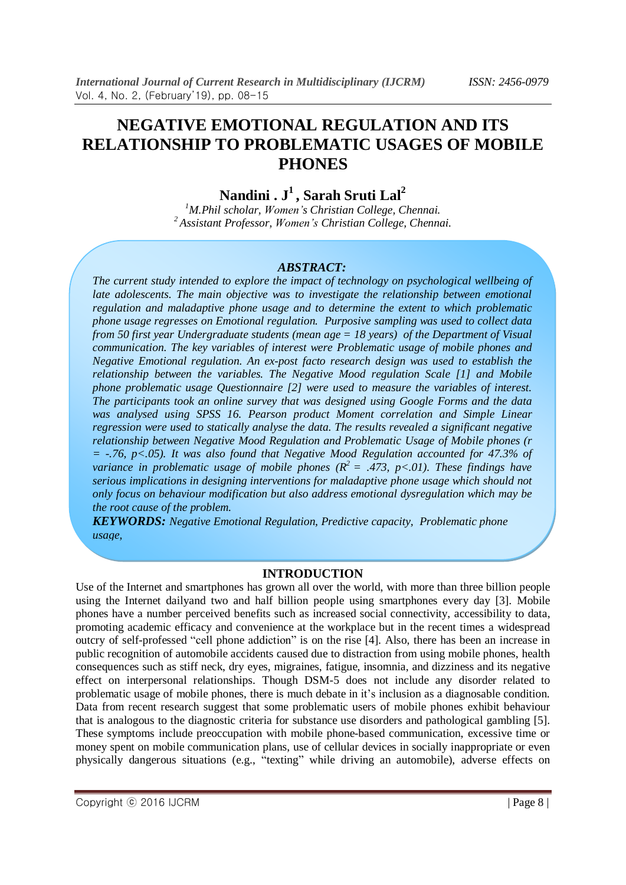# NEGATIVE EMOTIONAL REGULATION AND ITS RELATIONSHIP TO PROBLEMATIC USAGES OF MOBILE PHONES

**Nandini . J[1] , Sarah Sruti Lal[2]**

[1]*M.Phil scholar, Women's Christian College, Chennai.*
[2]*Assistant Professor, Women's Christian College, Chennai.*

***ABSTRACT:***

*The current study intended to explore the impact of technology on psychological wellbeing of late adolescents. The main objective was to investigate the relationship between emotional regulation and maladaptive phone usage and to determine the extent to which problematic phone usage regresses on Emotional regulation. Purposive sampling was used to collect data from 50 first year Undergraduate students (mean age = 18 years) of the Department of Visual communication. The key variables of interest were Problematic usage of mobile phones and Negative Emotional regulation. An ex-post facto research design was used to establish the relationship between the variables. The Negative Mood regulation Scale [1] and Mobile phone problematic usage Questionnaire [2] were used to measure the variables of interest. The participants took an online survey that was designed using Google Forms and the data was analysed using SPSS 16. Pearson product Moment correlation and Simple Linear regression were used to statically analyse the data. The results revealed a significant negative relationship between Negative Mood Regulation and Problematic Usage of Mobile phones ($r = -.76$, $p<.05$). It was also found that Negative Mood Regulation accounted for 47.3% of variance in problematic usage of mobile phones ($R^2 = .473$, $p<.01$). These findings have serious implications in designing interventions for maladaptive phone usage which should not only focus on behaviour modification but also address emotional dysregulation which may be the root cause of the problem.*

***KEYWORDS:*** *Negative Emotional Regulation, Predictive capacity, Problematic phone usage,*

## INTRODUCTION

Use of the Internet and smartphones has grown all over the world, with more than three billion people using the Internet dailyand two and half billion people using smartphones every day [3]. Mobile phones have a number perceived benefits such as increased social connectivity, accessibility to data, promoting academic efficacy and convenience at the workplace but in the recent times a widespread outcry of self-professed "cell phone addiction" is on the rise [4]. Also, there has been an increase in public recognition of automobile accidents caused due to distraction from using mobile phones, health consequences such as stiff neck, dry eyes, migraines, fatigue, insomnia, and dizziness and its negative effect on interpersonal relationships. Though DSM-5 does not include any disorder related to problematic usage of mobile phones, there is much debate in it's inclusion as a diagnosable condition. Data from recent research suggest that some problematic users of mobile phones exhibit behaviour that is analogous to the diagnostic criteria for substance use disorders and pathological gambling [5]. These symptoms include preoccupation with mobile phone-based communication, excessive time or money spent on mobile communication plans, use of cellular devices in socially inappropriate or even physically dangerous situations (e.g., "texting" while driving an automobile), adverse effects on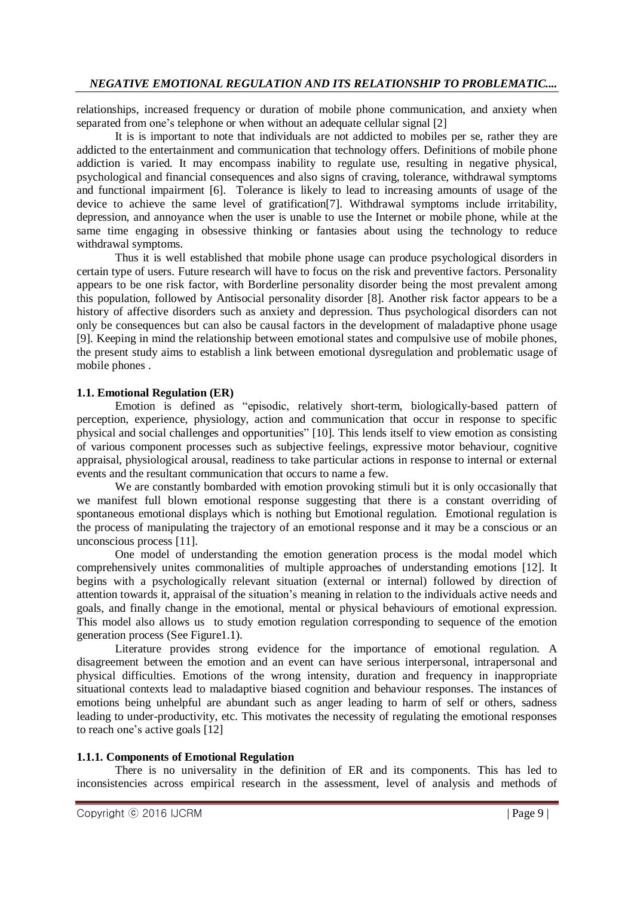relationships, increased frequency or duration of mobile phone communication, and anxiety when separated from one's telephone or when without an adequate cellular signal [2]

It is is important to note that individuals are not addicted to mobiles per se, rather they are addicted to the entertainment and communication that technology offers. Definitions of mobile phone addiction is varied. It may encompass inability to regulate use, resulting in negative physical, psychological and financial consequences and also signs of craving, tolerance, withdrawal symptoms and functional impairment [6]. Tolerance is likely to lead to increasing amounts of usage of the device to achieve the same level of gratification[7]. Withdrawal symptoms include irritability, depression, and annoyance when the user is unable to use the Internet or mobile phone, while at the same time engaging in obsessive thinking or fantasies about using the technology to reduce withdrawal symptoms.

Thus it is well established that mobile phone usage can produce psychological disorders in certain type of users. Future research will have to focus on the risk and preventive factors. Personality appears to be one risk factor, with Borderline personality disorder being the most prevalent among this population, followed by Antisocial personality disorder [8]. Another risk factor appears to be a history of affective disorders such as anxiety and depression. Thus psychological disorders can not only be consequences but can also be causal factors in the development of maladaptive phone usage [9]. Keeping in mind the relationship between emotional states and compulsive use of mobile phones, the present study aims to establish a link between emotional dysregulation and problematic usage of mobile phones .

### 1.1. Emotional Regulation (ER)

Emotion is defined as "episodic, relatively short-term, biologically-based pattern of perception, experience, physiology, action and communication that occur in response to specific physical and social challenges and opportunities" [10]. This lends itself to view emotion as consisting of various component processes such as subjective feelings, expressive motor behaviour, cognitive appraisal, physiological arousal, readiness to take particular actions in response to internal or external events and the resultant communication that occurs to name a few.

We are constantly bombarded with emotion provoking stimuli but it is only occasionally that we manifest full blown emotional response suggesting that there is a constant overriding of spontaneous emotional displays which is nothing but Emotional regulation. Emotional regulation is the process of manipulating the trajectory of an emotional response and it may be a conscious or an unconscious process [11].

One model of understanding the emotion generation process is the modal model which comprehensively unites commonalities of multiple approaches of understanding emotions [12]. It begins with a psychologically relevant situation (external or internal) followed by direction of attention towards it, appraisal of the situation's meaning in relation to the individuals active needs and goals, and finally change in the emotional, mental or physical behaviours of emotional expression. This model also allows us to study emotion regulation corresponding to sequence of the emotion generation process (See Figure1.1).

Literature provides strong evidence for the importance of emotional regulation. A disagreement between the emotion and an event can have serious interpersonal, intrapersonal and physical difficulties. Emotions of the wrong intensity, duration and frequency in inappropriate situational contexts lead to maladaptive biased cognition and behaviour responses. The instances of emotions being unhelpful are abundant such as anger leading to harm of self or others, sadness leading to under-productivity, etc. This motivates the necessity of regulating the emotional responses to reach one's active goals [12]

#### 1.1.1. Components of Emotional Regulation

There is no universality in the definition of ER and its components. This has led to inconsistencies across empirical research in the assessment, level of analysis and methods of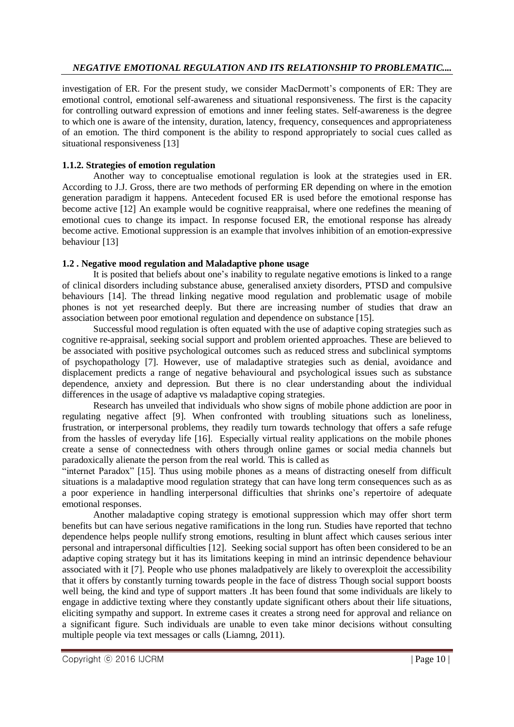investigation of ER. For the present study, we consider MacDermott's components of ER: They are emotional control, emotional self-awareness and situational responsiveness. The first is the capacity for controlling outward expression of emotions and inner feeling states. Self-awareness is the degree to which one is aware of the intensity, duration, latency, frequency, consequences and appropriateness of an emotion. The third component is the ability to respond appropriately to social cues called as situational responsiveness [13]

### 1.1.2. Strategies of emotion regulation

Another way to conceptualise emotional regulation is look at the strategies used in ER. According to J.J. Gross, there are two methods of performing ER depending on where in the emotion generation paradigm it happens. Antecedent focused ER is used before the emotional response has become active [12] An example would be cognitive reappraisal, where one redefines the meaning of emotional cues to change its impact. In response focused ER, the emotional response has already become active. Emotional suppression is an example that involves inhibition of an emotion-expressive behaviour [13]

### 1.2 . Negative mood regulation and Maladaptive phone usage

It is posited that beliefs about one's inability to regulate negative emotions is linked to a range of clinical disorders including substance abuse, generalised anxiety disorders, PTSD and compulsive behaviours [14]. The thread linking negative mood regulation and problematic usage of mobile phones is not yet researched deeply. But there are increasing number of studies that draw an association between poor emotional regulation and dependence on substance [15].

Successful mood regulation is often equated with the use of adaptive coping strategies such as cognitive re-appraisal, seeking social support and problem oriented approaches. These are believed to be associated with positive psychological outcomes such as reduced stress and subclinical symptoms of psychopathology [7]. However, use of maladaptive strategies such as denial, avoidance and displacement predicts a range of negative behavioural and psychological issues such as substance dependence, anxiety and depression. But there is no clear understanding about the individual differences in the usage of adaptive vs maladaptive coping strategies.

Research has unveiled that individuals who show signs of mobile phone addiction are poor in regulating negative affect [9]. When confronted with troubling situations such as loneliness, frustration, or interpersonal problems, they readily turn towards technology that offers a safe refuge from the hassles of everyday life [16]. Especially virtual reality applications on the mobile phones create a sense of connectedness with others through online games or social media channels but paradoxically alienate the person from the real world. This is called as "internet Paradox" [15]. Thus using mobile phones as a means of distracting oneself from difficult situations is a maladaptive mood regulation strategy that can have long term consequences such as as a poor experience in handling interpersonal difficulties that shrinks one's repertoire of adequate emotional responses.

Another maladaptive coping strategy is emotional suppression which may offer short term benefits but can have serious negative ramifications in the long run. Studies have reported that techno dependence helps people nullify strong emotions, resulting in blunt affect which causes serious inter personal and intrapersonal difficulties [12]. Seeking social support has often been considered to be an adaptive coping strategy but it has its limitations keeping in mind an intrinsic dependence behaviour associated with it [7]. People who use phones maladpatively are likely to overexploit the accessibility that it offers by constantly turning towards people in the face of distress Though social support boosts well being, the kind and type of support matters .It has been found that some individuals are likely to engage in addictive texting where they constantly update significant others about their life situations, eliciting sympathy and support. In extreme cases it creates a strong need for approval and reliance on a significant figure. Such individuals are unable to even take minor decisions without consulting multiple people via text messages or calls (Liamng, 2011).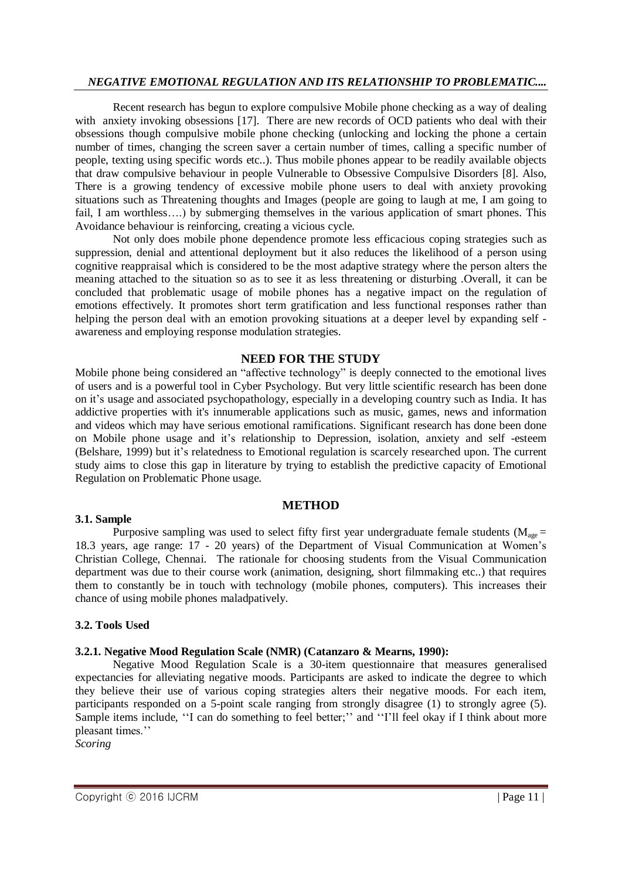Recent research has begun to explore compulsive Mobile phone checking as a way of dealing with anxiety invoking obsessions [17]. There are new records of OCD patients who deal with their obsessions though compulsive mobile phone checking (unlocking and locking the phone a certain number of times, changing the screen saver a certain number of times, calling a specific number of people, texting using specific words etc..). Thus mobile phones appear to be readily available objects that draw compulsive behaviour in people Vulnerable to Obsessive Compulsive Disorders [8]. Also, There is a growing tendency of excessive mobile phone users to deal with anxiety provoking situations such as Threatening thoughts and Images (people are going to laugh at me, I am going to fail, I am worthless….) by submerging themselves in the various application of smart phones. This Avoidance behaviour is reinforcing, creating a vicious cycle.

Not only does mobile phone dependence promote less efficacious coping strategies such as suppression, denial and attentional deployment but it also reduces the likelihood of a person using cognitive reappraisal which is considered to be the most adaptive strategy where the person alters the meaning attached to the situation so as to see it as less threatening or disturbing .Overall, it can be concluded that problematic usage of mobile phones has a negative impact on the regulation of emotions effectively. It promotes short term gratification and less functional responses rather than helping the person deal with an emotion provoking situations at a deeper level by expanding self - awareness and employing response modulation strategies.

## NEED FOR THE STUDY

Mobile phone being considered an "affective technology" is deeply connected to the emotional lives of users and is a powerful tool in Cyber Psychology. But very little scientific research has been done on it's usage and associated psychopathology, especially in a developing country such as India. It has addictive properties with it's innumerable applications such as music, games, news and information and videos which may have serious emotional ramifications. Significant research has done been done on Mobile phone usage and it's relationship to Depression, isolation, anxiety and self -esteem (Belshare, 1999) but it's relatedness to Emotional regulation is scarcely researched upon. The current study aims to close this gap in literature by trying to establish the predictive capacity of Emotional Regulation on Problematic Phone usage.

## METHOD

### 3.1. Sample

Purposive sampling was used to select fifty first year undergraduate female students ($M_{age}$ = 18.3 years, age range: 17 - 20 years) of the Department of Visual Communication at Women's Christian College, Chennai. The rationale for choosing students from the Visual Communication department was due to their course work (animation, designing, short filmmaking etc..) that requires them to constantly be in touch with technology (mobile phones, computers). This increases their chance of using mobile phones maladpatively.

### 3.2. Tools Used

#### 3.2.1. Negative Mood Regulation Scale (NMR) (Catanzaro & Mearns, 1990):

Negative Mood Regulation Scale is a 30-item questionnaire that measures generalised expectancies for alleviating negative moods. Participants are asked to indicate the degree to which they believe their use of various coping strategies alters their negative moods. For each item, participants responded on a 5-point scale ranging from strongly disagree (1) to strongly agree (5). Sample items include, ''I can do something to feel better;'' and ''I'll feel okay if I think about more pleasant times.''

*Scoring*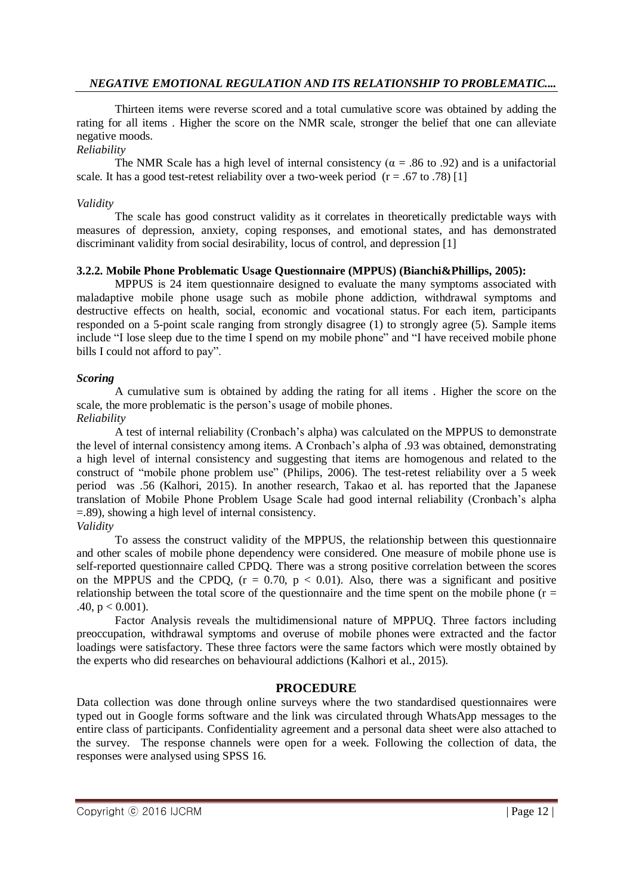Thirteen items were reverse scored and a total cumulative score was obtained by adding the rating for all items . Higher the score on the NMR scale, stronger the belief that one can alleviate negative moods.

*Reliability*

The NMR Scale has a high level of internal consistency ($\alpha$ = .86 to .92) and is a unifactorial scale. It has a good test-retest reliability over a two-week period (r = .67 to .78) [1]

*Validity*

The scale has good construct validity as it correlates in theoretically predictable ways with measures of depression, anxiety, coping responses, and emotional states, and has demonstrated discriminant validity from social desirability, locus of control, and depression [1]

**3.2.2. Mobile Phone Problematic Usage Questionnaire (MPPUS) (Bianchi&Phillips, 2005):**

MPPUS is 24 item questionnaire designed to evaluate the many symptoms associated with maladaptive mobile phone usage such as mobile phone addiction, withdrawal symptoms and destructive effects on health, social, economic and vocational status. For each item, participants responded on a 5-point scale ranging from strongly disagree (1) to strongly agree (5). Sample items include "I lose sleep due to the time I spend on my mobile phone" and "I have received mobile phone bills I could not afford to pay".

***Scoring***

A cumulative sum is obtained by adding the rating for all items . Higher the score on the scale, the more problematic is the person's usage of mobile phones.

*Reliability*

A test of internal reliability (Cronbach's alpha) was calculated on the MPPUS to demonstrate the level of internal consistency among items. A Cronbach's alpha of .93 was obtained, demonstrating a high level of internal consistency and suggesting that items are homogenous and related to the construct of "mobile phone problem use" (Philips, 2006). The test-retest reliability over a 5 week period was .56 (Kalhori, 2015). In another research, Takao et al. has reported that the Japanese translation of Mobile Phone Problem Usage Scale had good internal reliability (Cronbach's alpha =.89), showing a high level of internal consistency.

*Validity*

To assess the construct validity of the MPPUS, the relationship between this questionnaire and other scales of mobile phone dependency were considered. One measure of mobile phone use is self-reported questionnaire called CPDQ. There was a strong positive correlation between the scores on the MPPUS and the CPDQ, ($r = 0.70$, $p < 0.01$). Also, there was a significant and positive relationship between the total score of the questionnaire and the time spent on the mobile phone ($r = .40$, $p < 0.001$).

Factor Analysis reveals the multidimensional nature of MPPUQ. Three factors including preoccupation, withdrawal symptoms and overuse of mobile phones were extracted and the factor loadings were satisfactory. These three factors were the same factors which were mostly obtained by the experts who did researches on behavioural addictions (Kalhori et al., 2015).

## PROCEDURE

Data collection was done through online surveys where the two standardised questionnaires were typed out in Google forms software and the link was circulated through WhatsApp messages to the entire class of participants. Confidentiality agreement and a personal data sheet were also attached to the survey. The response channels were open for a week. Following the collection of data, the responses were analysed using SPSS 16.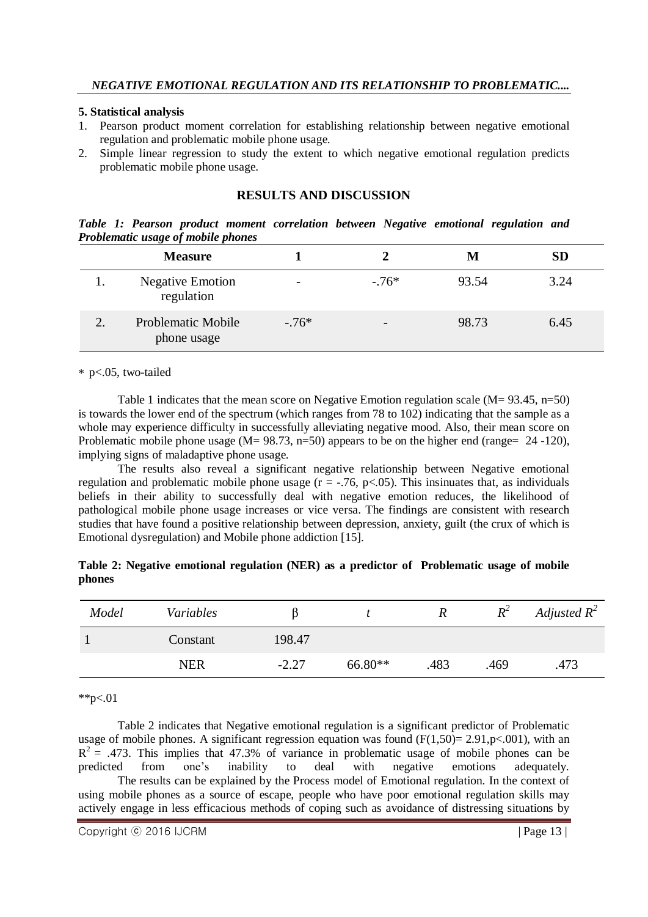**5. Statistical analysis**

1. Pearson product moment correlation for establishing relationship between negative emotional regulation and problematic mobile phone usage.
2. Simple linear regression to study the extent to which negative emotional regulation predicts problematic mobile phone usage.

## RESULTS AND DISCUSSION

***Table 1: Pearson product moment correlation between Negative emotional regulation and Problematic usage of mobile phones***

| | Measure | 1 | 2 | M | SD |
|---|---|---|---|---|---|
| 1. | Negative Emotion regulation | - | -.76* | 93.54 | 3.24 |
| 2. | Problematic Mobile phone usage | -.76* | - | 98.73 | 6.45 |

* p<.05, two-tailed

Table 1 indicates that the mean score on Negative Emotion regulation scale (M= 93.45, n=50) is towards the lower end of the spectrum (which ranges from 78 to 102) indicating that the sample as a whole may experience difficulty in successfully alleviating negative mood. Also, their mean score on Problematic mobile phone usage (M= 98.73, n=50) appears to be on the higher end (range= 24 -120), implying signs of maladaptive phone usage.

The results also reveal a significant negative relationship between Negative emotional regulation and problematic mobile phone usage ($r = -.76$, $p<.05$). This insinuates that, as individuals beliefs in their ability to successfully deal with negative emotion reduces, the likelihood of pathological mobile phone usage increases or vice versa. The findings are consistent with research studies that have found a positive relationship between depression, anxiety, guilt (the crux of which is Emotional dysregulation) and Mobile phone addiction [15].

**Table 2: Negative emotional regulation (NER) as a predictor of Problematic usage of mobile phones**

| *Model* | *Variables* | β | *t* | *R* | $R^2$ | *Adjusted* $R^2$ |
|---|---|---|---|---|---|---|
| 1 | Constant | 198.47 | | | | |
| | NER | -2.27 | 66.80** | .483 | .469 | .473 |

**p<.01

Table 2 indicates that Negative emotional regulation is a significant predictor of Problematic usage of mobile phones. A significant regression equation was found ($F(1,50)= 2.91, p<.001$), with an $R^2$ = .473. This implies that 47.3% of variance in problematic usage of mobile phones can be predicted from one's inability to deal with negative emotions adequately.

The results can be explained by the Process model of Emotional regulation. In the context of using mobile phones as a source of escape, people who have poor emotional regulation skills may actively engage in less efficacious methods of coping such as avoidance of distressing situations by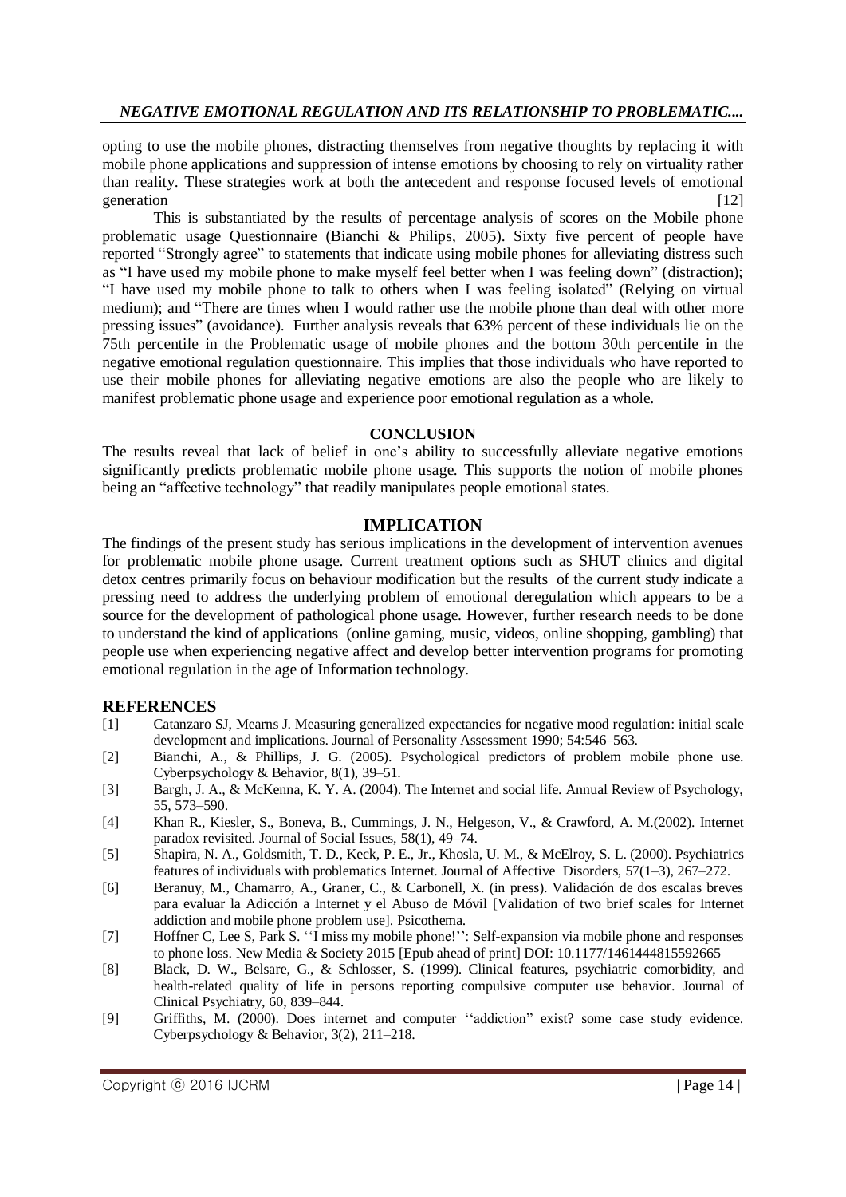opting to use the mobile phones, distracting themselves from negative thoughts by replacing it with mobile phone applications and suppression of intense emotions by choosing to rely on virtuality rather than reality. These strategies work at both the antecedent and response focused levels of emotional generation [12]

This is substantiated by the results of percentage analysis of scores on the Mobile phone problematic usage Questionnaire (Bianchi & Philips, 2005). Sixty five percent of people have reported "Strongly agree" to statements that indicate using mobile phones for alleviating distress such as "I have used my mobile phone to make myself feel better when I was feeling down" (distraction); "I have used my mobile phone to talk to others when I was feeling isolated" (Relying on virtual medium); and "There are times when I would rather use the mobile phone than deal with other more pressing issues" (avoidance). Further analysis reveals that 63% percent of these individuals lie on the 75th percentile in the Problematic usage of mobile phones and the bottom 30th percentile in the negative emotional regulation questionnaire. This implies that those individuals who have reported to use their mobile phones for alleviating negative emotions are also the people who are likely to manifest problematic phone usage and experience poor emotional regulation as a whole.

## CONCLUSION

The results reveal that lack of belief in one's ability to successfully alleviate negative emotions significantly predicts problematic mobile phone usage. This supports the notion of mobile phones being an "affective technology" that readily manipulates people emotional states.

## IMPLICATION

The findings of the present study has serious implications in the development of intervention avenues for problematic mobile phone usage. Current treatment options such as SHUT clinics and digital detox centres primarily focus on behaviour modification but the results of the current study indicate a pressing need to address the underlying problem of emotional deregulation which appears to be a source for the development of pathological phone usage. However, further research needs to be done to understand the kind of applications (online gaming, music, videos, online shopping, gambling) that people use when experiencing negative affect and develop better intervention programs for promoting emotional regulation in the age of Information technology.

## REFERENCES

[1] Catanzaro SJ, Mearns J. Measuring generalized expectancies for negative mood regulation: initial scale development and implications. Journal of Personality Assessment 1990; 54:546–563.

[2] Bianchi, A., & Phillips, J. G. (2005). Psychological predictors of problem mobile phone use. Cyberpsychology & Behavior, 8(1), 39–51.

[3] Bargh, J. A., & McKenna, K. Y. A. (2004). The Internet and social life. Annual Review of Psychology, 55, 573–590.

[4] Khan R., Kiesler, S., Boneva, B., Cummings, J. N., Helgeson, V., & Crawford, A. M.(2002). Internet paradox revisited. Journal of Social Issues, 58(1), 49–74.

[5] Shapira, N. A., Goldsmith, T. D., Keck, P. E., Jr., Khosla, U. M., & McElroy, S. L. (2000). Psychiatrics features of individuals with problematics Internet. Journal of Affective Disorders, 57(1–3), 267–272.

[6] Beranuy, M., Chamarro, A., Graner, C., & Carbonell, X. (in press). Validación de dos escalas breves para evaluar la Adicción a Internet y el Abuso de Móvil [Validation of two brief scales for Internet addiction and mobile phone problem use]. Psicothema.

[7] Hoffner C, Lee S, Park S. ''I miss my mobile phone!'': Self-expansion via mobile phone and responses to phone loss. New Media & Society 2015 [Epub ahead of print] DOI: 10.1177/1461444815592665

[8] Black, D. W., Belsare, G., & Schlosser, S. (1999). Clinical features, psychiatric comorbidity, and health-related quality of life in persons reporting compulsive computer use behavior. Journal of Clinical Psychiatry, 60, 839–844.

[9] Griffiths, M. (2000). Does internet and computer ''addiction'' exist? some case study evidence. Cyberpsychology & Behavior, 3(2), 211–218.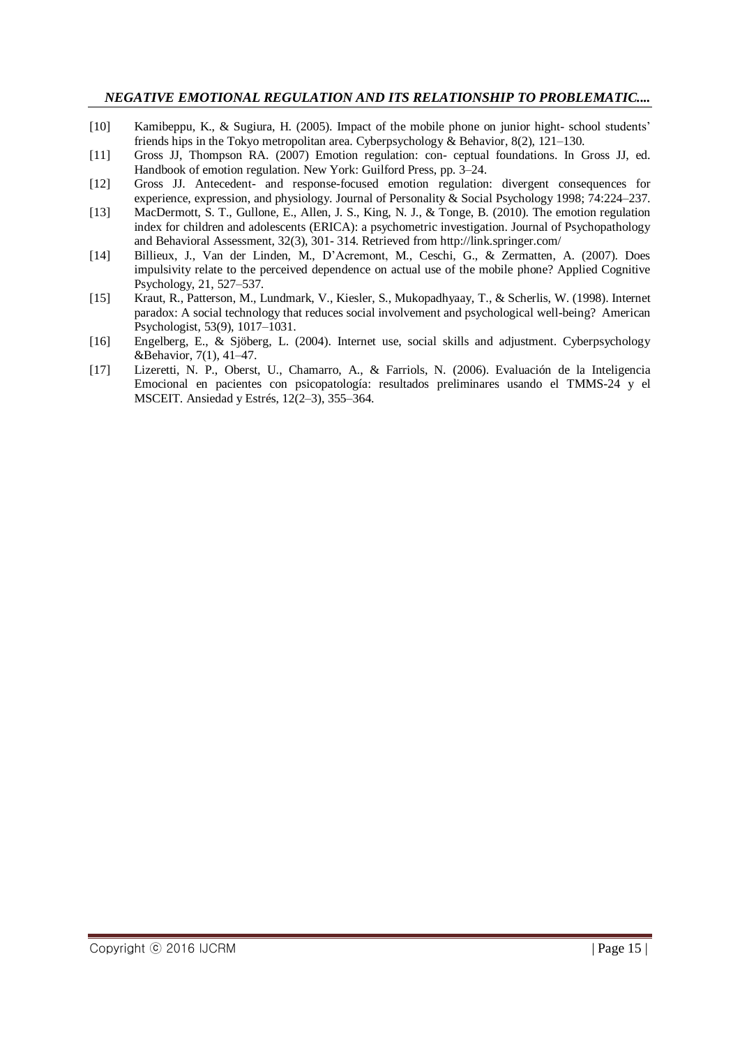[10] Kamibeppu, K., & Sugiura, H. (2005). Impact of the mobile phone on junior hight- school students' friends hips in the Tokyo metropolitan area. Cyberpsychology & Behavior, 8(2), 121–130.

[11] Gross JJ, Thompson RA. (2007) Emotion regulation: con- ceptual foundations. In Gross JJ, ed. Handbook of emotion regulation. New York: Guilford Press, pp. 3–24.

[12] Gross JJ. Antecedent- and response-focused emotion regulation: divergent consequences for experience, expression, and physiology. Journal of Personality & Social Psychology 1998; 74:224–237.

[13] MacDermott, S. T., Gullone, E., Allen, J. S., King, N. J., & Tonge, B. (2010). The emotion regulation index for children and adolescents (ERICA): a psychometric investigation. Journal of Psychopathology and Behavioral Assessment, 32(3), 301- 314. Retrieved from http://link.springer.com/

[14] Billieux, J., Van der Linden, M., D'Acremont, M., Ceschi, G., & Zermatten, A. (2007). Does impulsivity relate to the perceived dependence on actual use of the mobile phone? Applied Cognitive Psychology, 21, 527–537.

[15] Kraut, R., Patterson, M., Lundmark, V., Kiesler, S., Mukopadhyaay, T., & Scherlis, W. (1998). Internet paradox: A social technology that reduces social involvement and psychological well-being? American Psychologist, 53(9), 1017–1031.

[16] Engelberg, E., & Sjöberg, L. (2004). Internet use, social skills and adjustment. Cyberpsychology &Behavior, 7(1), 41–47.

[17] Lizeretti, N. P., Oberst, U., Chamarro, A., & Farriols, N. (2006). Evaluación de la Inteligencia Emocional en pacientes con psicopatología: resultados preliminares usando el TMMS-24 y el MSCEIT. Ansiedad y Estrés, 12(2–3), 355–364.